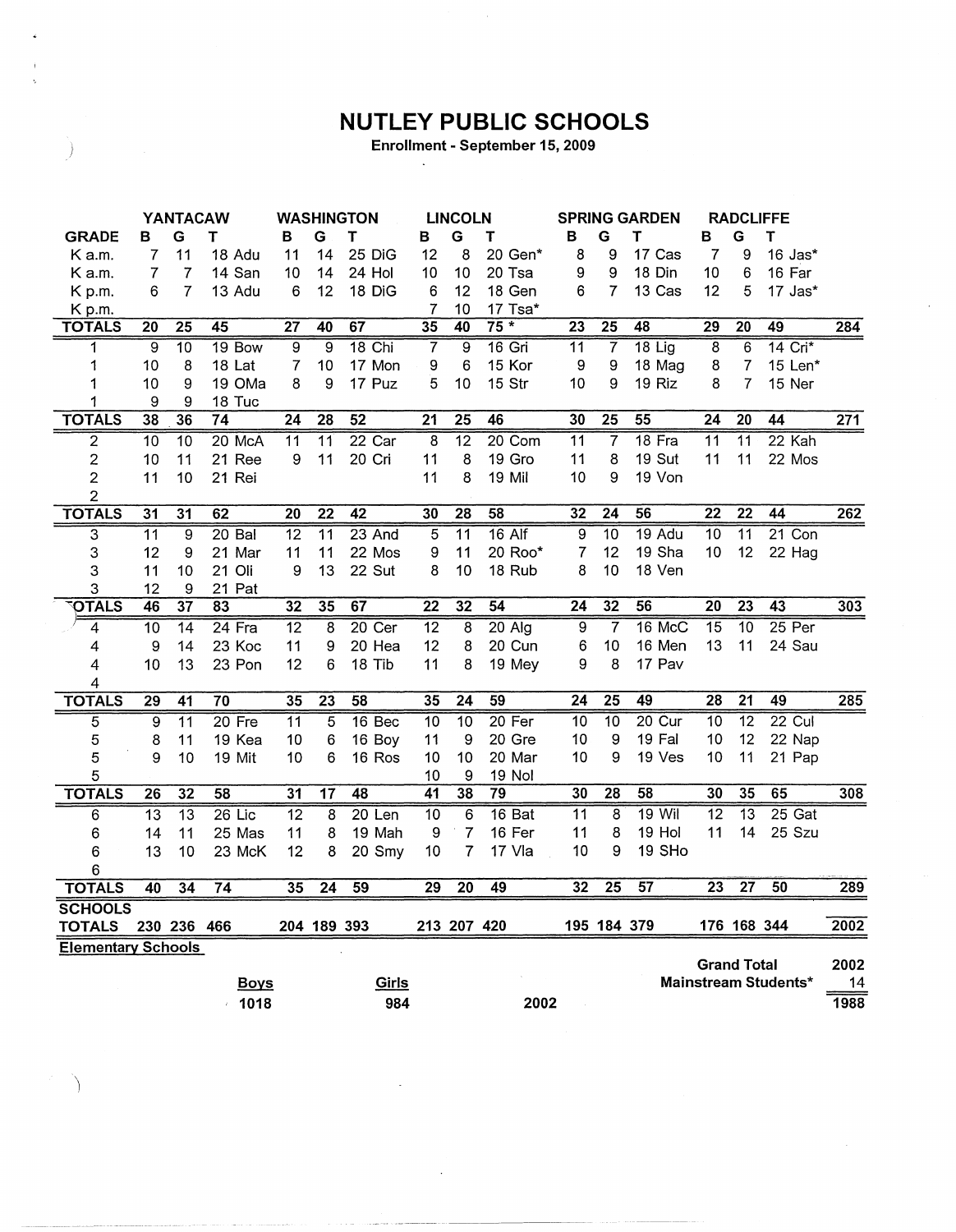# NUTLEY PUBLIC SCHOOLS

**Enrollment - September 15, 2009**

| GRADE | YANTACAW B | G | T | WASHINGTON B | G | T | LINCOLN B | G | T | SPRING GARDEN B | G | T | RADCLIFFE B | G | T | |
|---|---|---|---|---|---|---|---|---|---|---|---|---|---|---|---|---|
| K a.m. | 7 | 11 | 18 Adu | 11 | 14 | 25 DiG | 12 | 8 | 20 Gen* | 8 | 9 | 17 Cas | 7 | 9 | 16 Jas* | |
| K a.m. | 7 | 7 | 14 San | 10 | 14 | 24 Hol | 10 | 10 | 20 Tsa | 9 | 9 | 18 Din | 10 | 6 | 16 Far | |
| K p.m. | 6 | 7 | 13 Adu | 6 | 12 | 18 DiG | 6 | 12 | 18 Gen | 6 | 7 | 13 Cas | 12 | 5 | 17 Jas* | |
| K p.m. | | | | | | | 7 | 10 | 17 Tsa* | | | | | | | |
| **TOTALS** | **20** | **25** | **45** | **27** | **40** | **67** | **35** | **40** | **75 *** | **23** | **25** | **48** | **29** | **20** | **49** | **284** |
| 1 | 9 | 10 | 19 Bow | 9 | 9 | 18 Chi | 7 | 9 | 16 Gri | 11 | 7 | 18 Lig | 8 | 6 | 14 Cri* | |
| 1 | 10 | 8 | 18 Lat | 7 | 10 | 17 Mon | 9 | 6 | 15 Kor | 9 | 9 | 18 Mag | 8 | 7 | 15 Len* | |
| 1 | 10 | 9 | 19 OMa | 8 | 9 | 17 Puz | 5 | 10 | 15 Str | 10 | 9 | 19 Riz | 8 | 7 | 15 Ner | |
| 1 | 9 | 9 | 18 Tuc | | | | | | | | | | | | | |
| **TOTALS** | **38** | **36** | **74** | **24** | **28** | **52** | **21** | **25** | **46** | **30** | **25** | **55** | **24** | **20** | **44** | **271** |
| 2 | 10 | 10 | 20 McA | 11 | 11 | 22 Car | 8 | 12 | 20 Com | 11 | 7 | 18 Fra | 11 | 11 | 22 Kah | |
| 2 | 10 | 11 | 21 Ree | 9 | 11 | 20 Cri | 11 | 8 | 19 Gro | 11 | 8 | 19 Sut | 11 | 11 | 22 Mos | |
| 2 | 11 | 10 | 21 Rei | | | | 11 | 8 | 19 Mil | 10 | 9 | 19 Von | | | | |
| 2 | | | | | | | | | | | | | | | | |
| **TOTALS** | **31** | **31** | **62** | **20** | **22** | **42** | **30** | **28** | **58** | **32** | **24** | **56** | **22** | **22** | **44** | **262** |
| 3 | 11 | 9 | 20 Bal | 12 | 11 | 23 And | 5 | 11 | 16 Alf | 9 | 10 | 19 Adu | 10 | 11 | 21 Con | |
| 3 | 12 | 9 | 21 Mar | 11 | 11 | 22 Mos | 9 | 11 | 20 Roo* | 7 | 12 | 19 Sha | 10 | 12 | 22 Hag | |
| 3 | 11 | 10 | 21 Oli | 9 | 13 | 22 Sut | 8 | 10 | 18 Rub | 8 | 10 | 18 Ven | | | | |
| 3 | 12 | 9 | 21 Pat | | | | | | | | | | | | | |
| **TOTALS** | **46** | **37** | **83** | **32** | **35** | **67** | **22** | **32** | **54** | **24** | **32** | **56** | **20** | **23** | **43** | **303** |
| 4 | 10 | 14 | 24 Fra | 12 | 8 | 20 Cer | 12 | 8 | 20 Alg | 9 | 7 | 16 McC | 15 | 10 | 25 Per | |
| 4 | 9 | 14 | 23 Koc | 11 | 9 | 20 Hea | 12 | 8 | 20 Cun | 6 | 10 | 16 Men | 13 | 11 | 24 Sau | |
| 4 | 10 | 13 | 23 Pon | 12 | 6 | 18 Tib | 11 | 8 | 19 Mey | 9 | 8 | 17 Pav | | | | |
| 4 | | | | | | | | | | | | | | | | |
| **TOTALS** | **29** | **41** | **70** | **35** | **23** | **58** | **35** | **24** | **59** | **24** | **25** | **49** | **28** | **21** | **49** | **285** |
| 5 | 9 | 11 | 20 Fre | 11 | 5 | 16 Bec | 10 | 10 | 20 Fer | 10 | 10 | 20 Cur | 10 | 12 | 22 Cul | |
| 5 | 8 | 11 | 19 Kea | 10 | 6 | 16 Boy | 11 | 9 | 20 Gre | 10 | 9 | 19 Fal | 10 | 12 | 22 Nap | |
| 5 | 9 | 10 | 19 Mit | 10 | 6 | 16 Ros | 10 | 10 | 20 Mar | 10 | 9 | 19 Ves | 10 | 11 | 21 Pap | |
| 5 | | | | | | | 10 | 9 | 19 Nol | | | | | | | |
| **TOTALS** | **26** | **32** | **58** | **31** | **17** | **48** | **41** | **38** | **79** | **30** | **28** | **58** | **30** | **35** | **65** | **308** |
| 6 | 13 | 13 | 26 Lic | 12 | 8 | 20 Len | 10 | 6 | 16 Bat | 11 | 8 | 19 Wil | 12 | 13 | 25 Gat | |
| 6 | 14 | 11 | 25 Mas | 11 | 8 | 19 Mah | 9 | 7 | 16 Fer | 11 | 8 | 19 Hol | 11 | 14 | 25 Szu | |
| 6 | 13 | 10 | 23 McK | 12 | 8 | 20 Smy | 10 | 7 | 17 Vla | 10 | 9 | 19 SHo | | | | |
| 6 | | | | | | | | | | | | | | | | |
| **TOTALS** | **40** | **34** | **74** | **35** | **24** | **59** | **29** | **20** | **49** | **32** | **25** | **57** | **23** | **27** | **50** | **289** |
| **SCHOOLS TOTALS** | **230** | **236** | **466** | **204** | **189** | **393** | **213** | **207** | **420** | **195** | **184** | **379** | **176** | **168** | **344** | **2002** |

**Elementary Schools**

| Boys | Girls | | |
|---|---|---|---|
| 1018 | 984 | 2002 | |

| | |
|---|---|
| Grand Total | 2002 |
| Mainstream Students* | 14 |
| | 1988 |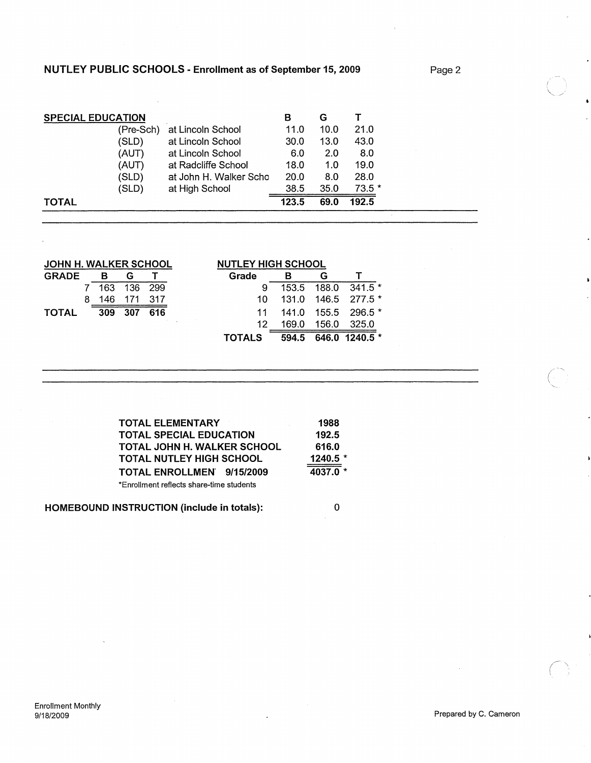## NUTLEY PUBLIC SCHOOLS - Enrollment as of September 15, 2009

| SPECIAL EDUCATION | | | B | G | T |
|---|---|---|---|---|---|
| | (Pre-Sch) | at Lincoln School | 11.0 | 10.0 | 21.0 |
| | (SLD) | at Lincoln School | 30.0 | 13.0 | 43.0 |
| | (AUT) | at Lincoln School | 6.0 | 2.0 | 8.0 |
| | (AUT) | at Radcliffe School | 18.0 | 1.0 | 19.0 |
| | (SLD) | at John H. Walker Scho | 20.0 | 8.0 | 28.0 |
| | (SLD) | at High School | 38.5 | 35.0 | 73.5 * |
| **TOTAL** | | | **123.5** | **69.0** | **192.5** |

**JOHN H. WALKER SCHOOL**

| GRADE | B | G | T |
|---|---|---|---|
| 7 | 163 | 136 | 299 |
| 8 | 146 | 171 | 317 |
| **TOTAL** | **309** | **307** | **616** |

**NUTLEY HIGH SCHOOL**

| Grade | B | G | T |
|---|---|---|---|
| 9 | 153.5 | 188.0 | 341.5 * |
| 10 | 131.0 | 146.5 | 277.5 * |
| 11 | 141.0 | 155.5 | 296.5 * |
| 12 | 169.0 | 156.0 | 325.0 |
| **TOTALS** | **594.5** | **646.0** | **1240.5 *** |

| | |
|---|---|
| **TOTAL ELEMENTARY** | **1988** |
| **TOTAL SPECIAL EDUCATION** | **192.5** |
| **TOTAL JOHN H. WALKER SCHOOL** | **616.0** |
| **TOTAL NUTLEY HIGH SCHOOL** | **1240.5 *** |
| **TOTAL ENROLLMEN' 9/15/2009** | **4037.0 *** |

*Enrollment reflects share-time students

**HOMEBOUND INSTRUCTION (include in totals):** 0

Enrollment Monthly
9/18/2009

Prepared by C. Cameron